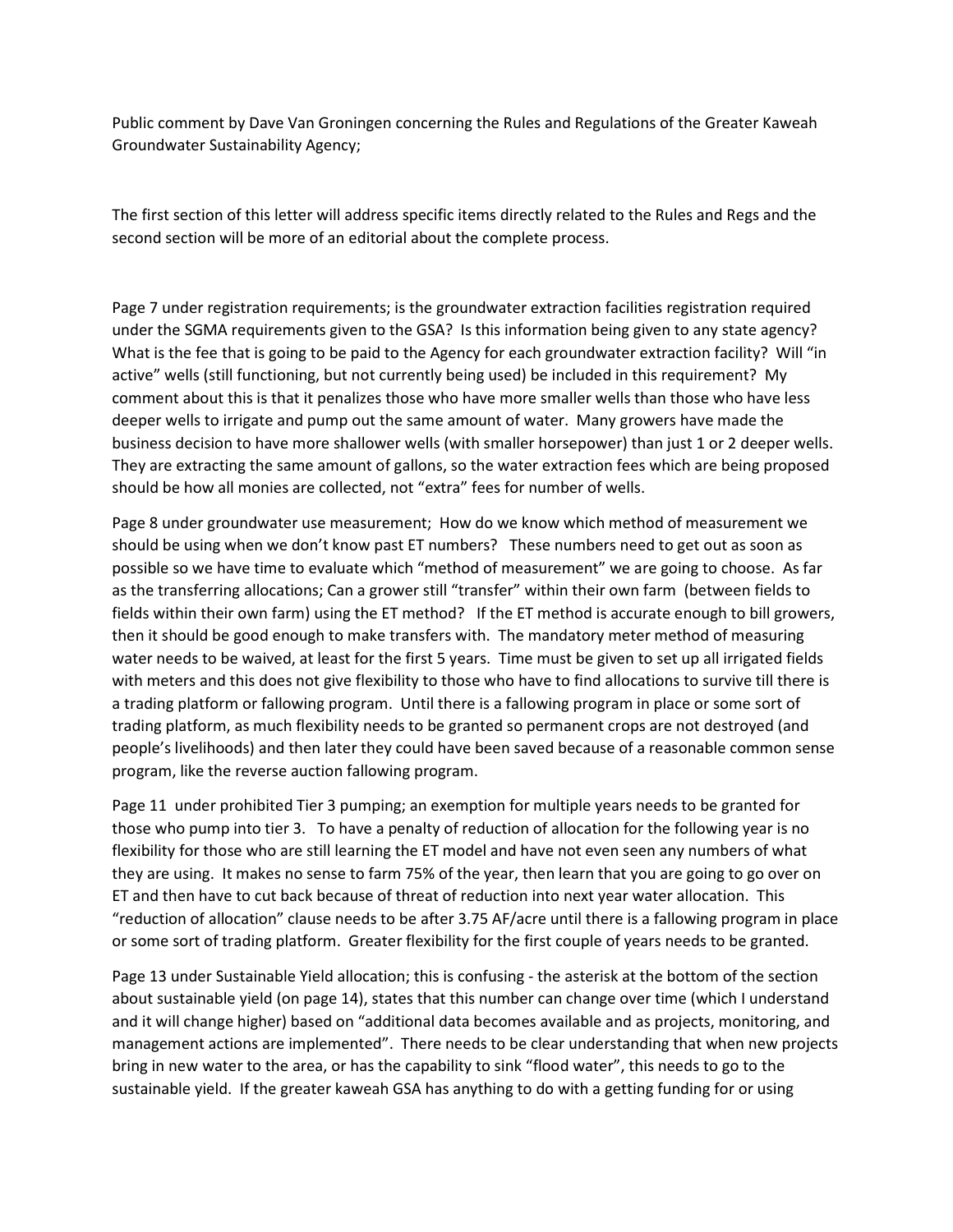Public comment by Dave Van Groningen concerning the Rules and Regulations of the Greater Kaweah Groundwater Sustainability Agency;

The first section of this letter will address specific items directly related to the Rules and Regs and the second section will be more of an editorial about the complete process.

Page 7 under registration requirements; is the groundwater extraction facilities registration required under the SGMA requirements given to the GSA? Is this information being given to any state agency? What is the fee that is going to be paid to the Agency for each groundwater extraction facility? Will "in active" wells (still functioning, but not currently being used) be included in this requirement? My comment about this is that it penalizes those who have more smaller wells than those who have less deeper wells to irrigate and pump out the same amount of water. Many growers have made the business decision to have more shallower wells (with smaller horsepower) than just 1 or 2 deeper wells. They are extracting the same amount of gallons, so the water extraction fees which are being proposed should be how all monies are collected, not "extra" fees for number of wells.

Page 8 under groundwater use measurement; How do we know which method of measurement we should be using when we don't know past ET numbers? These numbers need to get out as soon as possible so we have time to evaluate which "method of measurement" we are going to choose. As far as the transferring allocations; Can a grower still "transfer" within their own farm (between fields to fields within their own farm) using the ET method? If the ET method is accurate enough to bill growers, then it should be good enough to make transfers with. The mandatory meter method of measuring water needs to be waived, at least for the first 5 years. Time must be given to set up all irrigated fields with meters and this does not give flexibility to those who have to find allocations to survive till there is a trading platform or fallowing program. Until there is a fallowing program in place or some sort of trading platform, as much flexibility needs to be granted so permanent crops are not destroyed (and people's livelihoods) and then later they could have been saved because of a reasonable common sense program, like the reverse auction fallowing program.

Page 11 under prohibited Tier 3 pumping; an exemption for multiple years needs to be granted for those who pump into tier 3. To have a penalty of reduction of allocation for the following year is no flexibility for those who are still learning the ET model and have not even seen any numbers of what they are using. It makes no sense to farm 75% of the year, then learn that you are going to go over on ET and then have to cut back because of threat of reduction into next year water allocation. This "reduction of allocation" clause needs to be after 3.75 AF/acre until there is a fallowing program in place or some sort of trading platform. Greater flexibility for the first couple of years needs to be granted.

Page 13 under Sustainable Yield allocation; this is confusing - the asterisk at the bottom of the section about sustainable yield (on page 14), states that this number can change over time (which I understand and it will change higher) based on "additional data becomes available and as projects, monitoring, and management actions are implemented". There needs to be clear understanding that when new projects bring in new water to the area, or has the capability to sink "flood water", this needs to go to the sustainable yield. If the greater kaweah GSA has anything to do with a getting funding for or using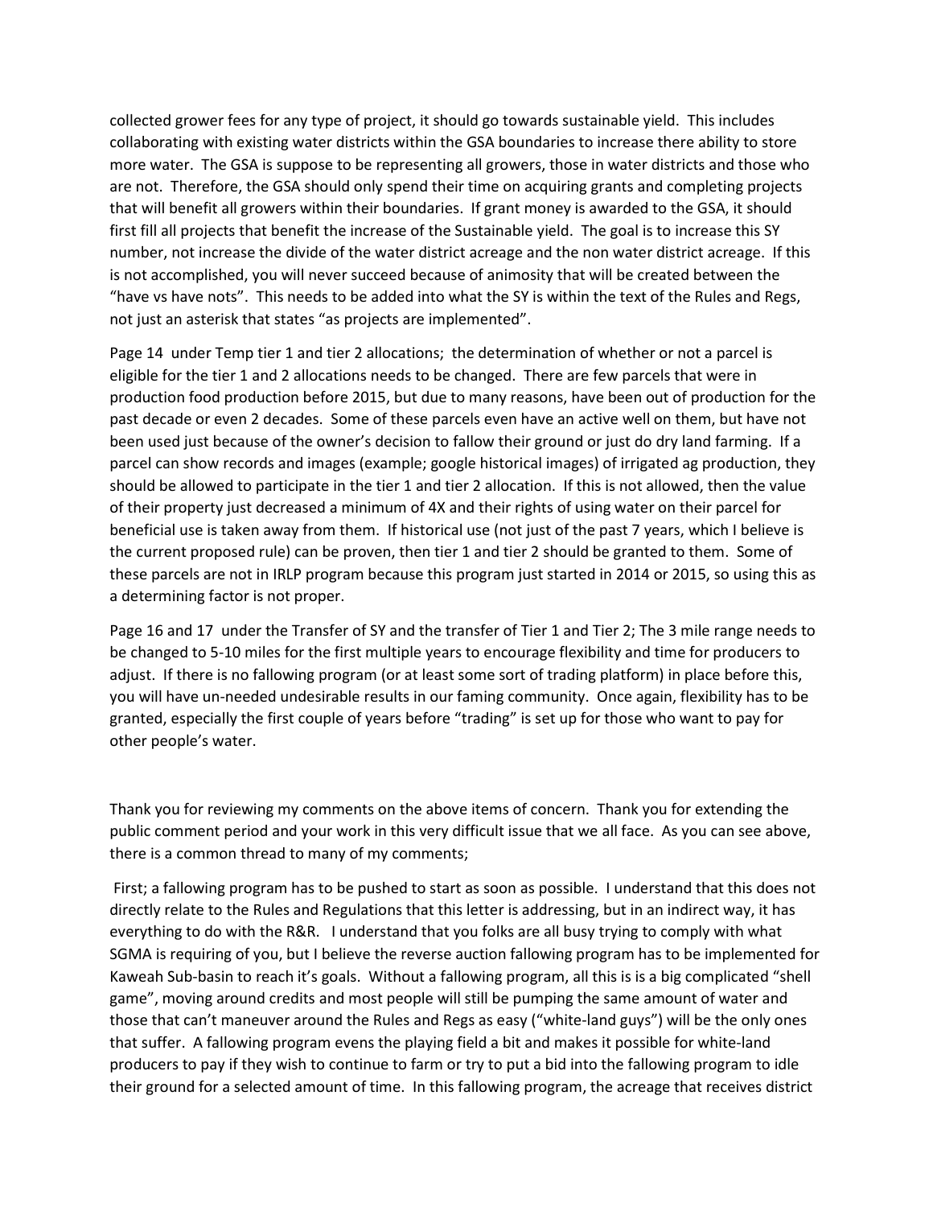collected grower fees for any type of project, it should go towards sustainable yield. This includes collaborating with existing water districts within the GSA boundaries to increase there ability to store more water. The GSA is suppose to be representing all growers, those in water districts and those who are not. Therefore, the GSA should only spend their time on acquiring grants and completing projects that will benefit all growers within their boundaries. If grant money is awarded to the GSA, it should first fill all projects that benefit the increase of the Sustainable yield. The goal is to increase this SY number, not increase the divide of the water district acreage and the non water district acreage. If this is not accomplished, you will never succeed because of animosity that will be created between the "have vs have nots". This needs to be added into what the SY is within the text of the Rules and Regs, not just an asterisk that states "as projects are implemented".

Page 14 under Temp tier 1 and tier 2 allocations; the determination of whether or not a parcel is eligible for the tier 1 and 2 allocations needs to be changed. There are few parcels that were in production food production before 2015, but due to many reasons, have been out of production for the past decade or even 2 decades. Some of these parcels even have an active well on them, but have not been used just because of the owner's decision to fallow their ground or just do dry land farming. If a parcel can show records and images (example; google historical images) of irrigated ag production, they should be allowed to participate in the tier 1 and tier 2 allocation. If this is not allowed, then the value of their property just decreased a minimum of 4X and their rights of using water on their parcel for beneficial use is taken away from them. If historical use (not just of the past 7 years, which I believe is the current proposed rule) can be proven, then tier 1 and tier 2 should be granted to them. Some of these parcels are not in IRLP program because this program just started in 2014 or 2015, so using this as a determining factor is not proper.

Page 16 and 17 under the Transfer of SY and the transfer of Tier 1 and Tier 2; The 3 mile range needs to be changed to 5-10 miles for the first multiple years to encourage flexibility and time for producers to adjust. If there is no fallowing program (or at least some sort of trading platform) in place before this, you will have un-needed undesirable results in our faming community. Once again, flexibility has to be granted, especially the first couple of years before "trading" is set up for those who want to pay for other people's water.

Thank you for reviewing my comments on the above items of concern. Thank you for extending the public comment period and your work in this very difficult issue that we all face. As you can see above, there is a common thread to many of my comments;

First; a fallowing program has to be pushed to start as soon as possible. I understand that this does not directly relate to the Rules and Regulations that this letter is addressing, but in an indirect way, it has everything to do with the R&R. I understand that you folks are all busy trying to comply with what SGMA is requiring of you, but I believe the reverse auction fallowing program has to be implemented for Kaweah Sub-basin to reach it's goals. Without a fallowing program, all this is is a big complicated "shell game", moving around credits and most people will still be pumping the same amount of water and those that can't maneuver around the Rules and Regs as easy ("white-land guys") will be the only ones that suffer. A fallowing program evens the playing field a bit and makes it possible for white-land producers to pay if they wish to continue to farm or try to put a bid into the fallowing program to idle their ground for a selected amount of time. In this fallowing program, the acreage that receives district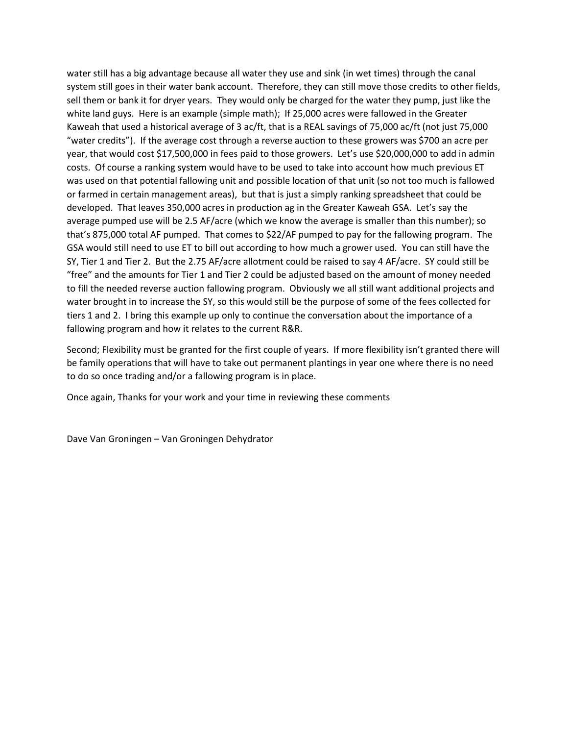water still has a big advantage because all water they use and sink (in wet times) through the canal system still goes in their water bank account. Therefore, they can still move those credits to other fields, sell them or bank it for dryer years. They would only be charged for the water they pump, just like the white land guys. Here is an example (simple math); If 25,000 acres were fallowed in the Greater Kaweah that used a historical average of 3 ac/ft, that is a REAL savings of 75,000 ac/ft (not just 75,000 "water credits"). If the average cost through a reverse auction to these growers was $700 an acre per year, that would cost $17,500,000 in fees paid to those growers. Let's use $20,000,000 to add in admin costs. Of course a ranking system would have to be used to take into account how much previous ET was used on that potential fallowing unit and possible location of that unit (so not too much is fallowed or farmed in certain management areas), but that is just a simply ranking spreadsheet that could be developed. That leaves 350,000 acres in production ag in the Greater Kaweah GSA. Let's say the average pumped use will be 2.5 AF/acre (which we know the average is smaller than this number); so that's 875,000 total AF pumped. That comes to $22/AF pumped to pay for the fallowing program. The GSA would still need to use ET to bill out according to how much a grower used. You can still have the SY, Tier 1 and Tier 2. But the 2.75 AF/acre allotment could be raised to say 4 AF/acre. SY could still be "free" and the amounts for Tier 1 and Tier 2 could be adjusted based on the amount of money needed to fill the needed reverse auction fallowing program. Obviously we all still want additional projects and water brought in to increase the SY, so this would still be the purpose of some of the fees collected for tiers 1 and 2. I bring this example up only to continue the conversation about the importance of a fallowing program and how it relates to the current R&R.

Second; Flexibility must be granted for the first couple of years. If more flexibility isn't granted there will be family operations that will have to take out permanent plantings in year one where there is no need to do so once trading and/or a fallowing program is in place.

Once again, Thanks for your work and your time in reviewing these comments

Dave Van Groningen – Van Groningen Dehydrator